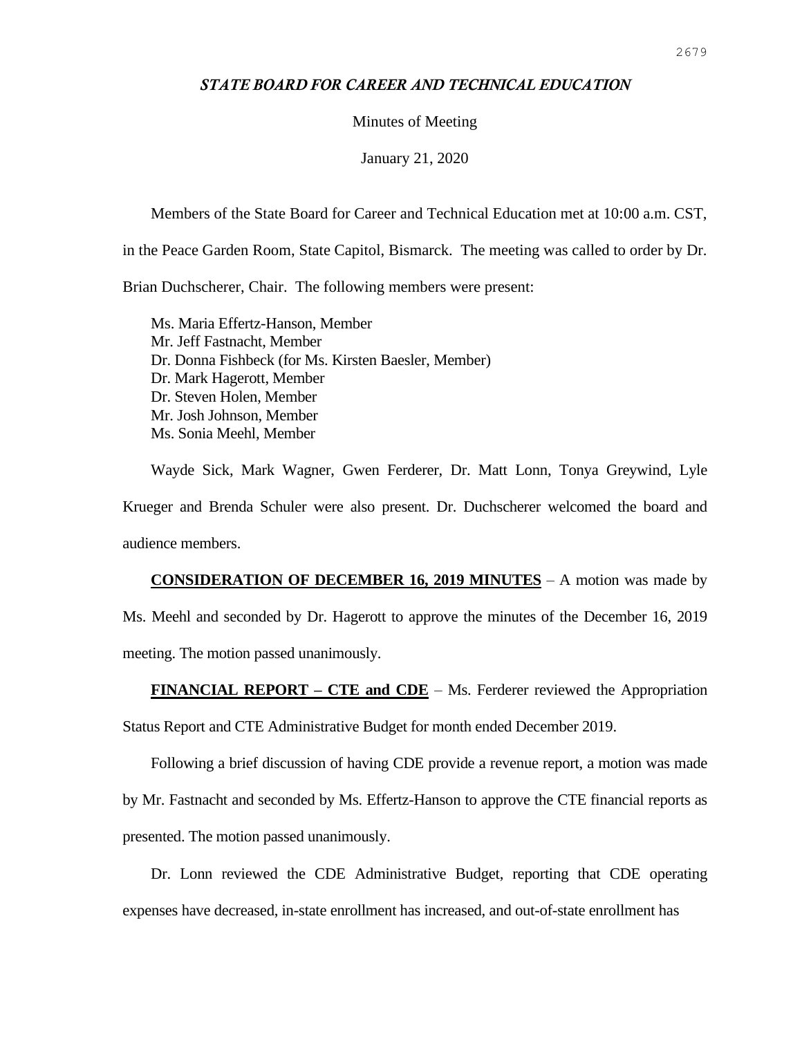# *STATE BOARD FOR CAREER AND TECHNICAL EDUCATION*

Minutes of Meeting

January 21, 2020

Members of the State Board for Career and Technical Education met at 10:00 a.m. CST, in the Peace Garden Room, State Capitol, Bismarck. The meeting was called to order by Dr. Brian Duchscherer, Chair. The following members were present:

Ms. Maria Effertz-Hanson, Member
Mr. Jeff Fastnacht, Member
Dr. Donna Fishbeck (for Ms. Kirsten Baesler, Member)
Dr. Mark Hagerott, Member
Dr. Steven Holen, Member
Mr. Josh Johnson, Member
Ms. Sonia Meehl, Member

Wayde Sick, Mark Wagner, Gwen Ferderer, Dr. Matt Lonn, Tonya Greywind, Lyle Krueger and Brenda Schuler were also present. Dr. Duchscherer welcomed the board and audience members.

**CONSIDERATION OF DECEMBER 16, 2019 MINUTES** – A motion was made by Ms. Meehl and seconded by Dr. Hagerott to approve the minutes of the December 16, 2019 meeting. The motion passed unanimously.

**FINANCIAL REPORT – CTE and CDE** – Ms. Ferderer reviewed the Appropriation Status Report and CTE Administrative Budget for month ended December 2019.

Following a brief discussion of having CDE provide a revenue report, a motion was made by Mr. Fastnacht and seconded by Ms. Effertz-Hanson to approve the CTE financial reports as presented. The motion passed unanimously.

Dr. Lonn reviewed the CDE Administrative Budget, reporting that CDE operating expenses have decreased, in-state enrollment has increased, and out-of-state enrollment has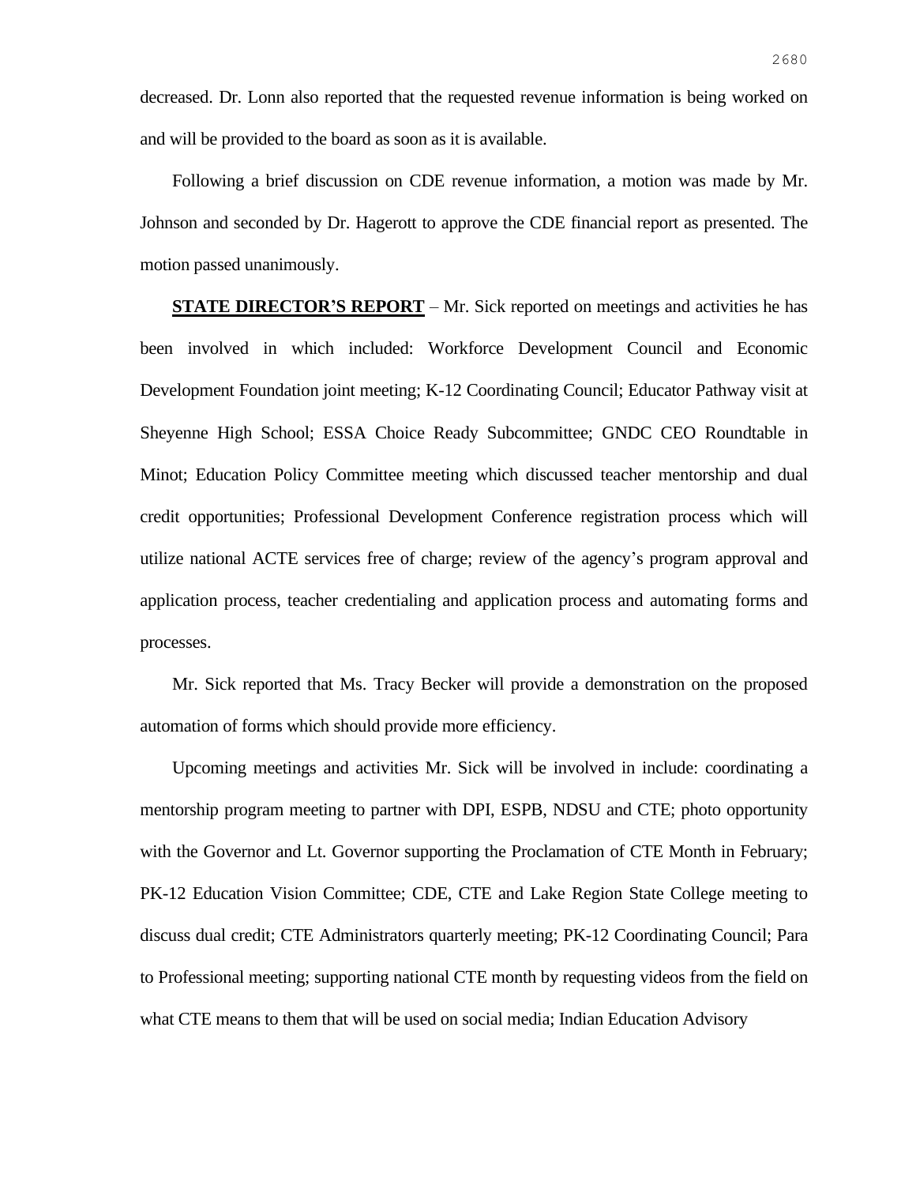decreased. Dr. Lonn also reported that the requested revenue information is being worked on and will be provided to the board as soon as it is available.

Following a brief discussion on CDE revenue information, a motion was made by Mr. Johnson and seconded by Dr. Hagerott to approve the CDE financial report as presented. The motion passed unanimously.

**STATE DIRECTOR'S REPORT** – Mr. Sick reported on meetings and activities he has been involved in which included: Workforce Development Council and Economic Development Foundation joint meeting; K-12 Coordinating Council; Educator Pathway visit at Sheyenne High School; ESSA Choice Ready Subcommittee; GNDC CEO Roundtable in Minot; Education Policy Committee meeting which discussed teacher mentorship and dual credit opportunities; Professional Development Conference registration process which will utilize national ACTE services free of charge; review of the agency's program approval and application process, teacher credentialing and application process and automating forms and processes.

Mr. Sick reported that Ms. Tracy Becker will provide a demonstration on the proposed automation of forms which should provide more efficiency.

Upcoming meetings and activities Mr. Sick will be involved in include: coordinating a mentorship program meeting to partner with DPI, ESPB, NDSU and CTE; photo opportunity with the Governor and Lt. Governor supporting the Proclamation of CTE Month in February; PK-12 Education Vision Committee; CDE, CTE and Lake Region State College meeting to discuss dual credit; CTE Administrators quarterly meeting; PK-12 Coordinating Council; Para to Professional meeting; supporting national CTE month by requesting videos from the field on what CTE means to them that will be used on social media; Indian Education Advisory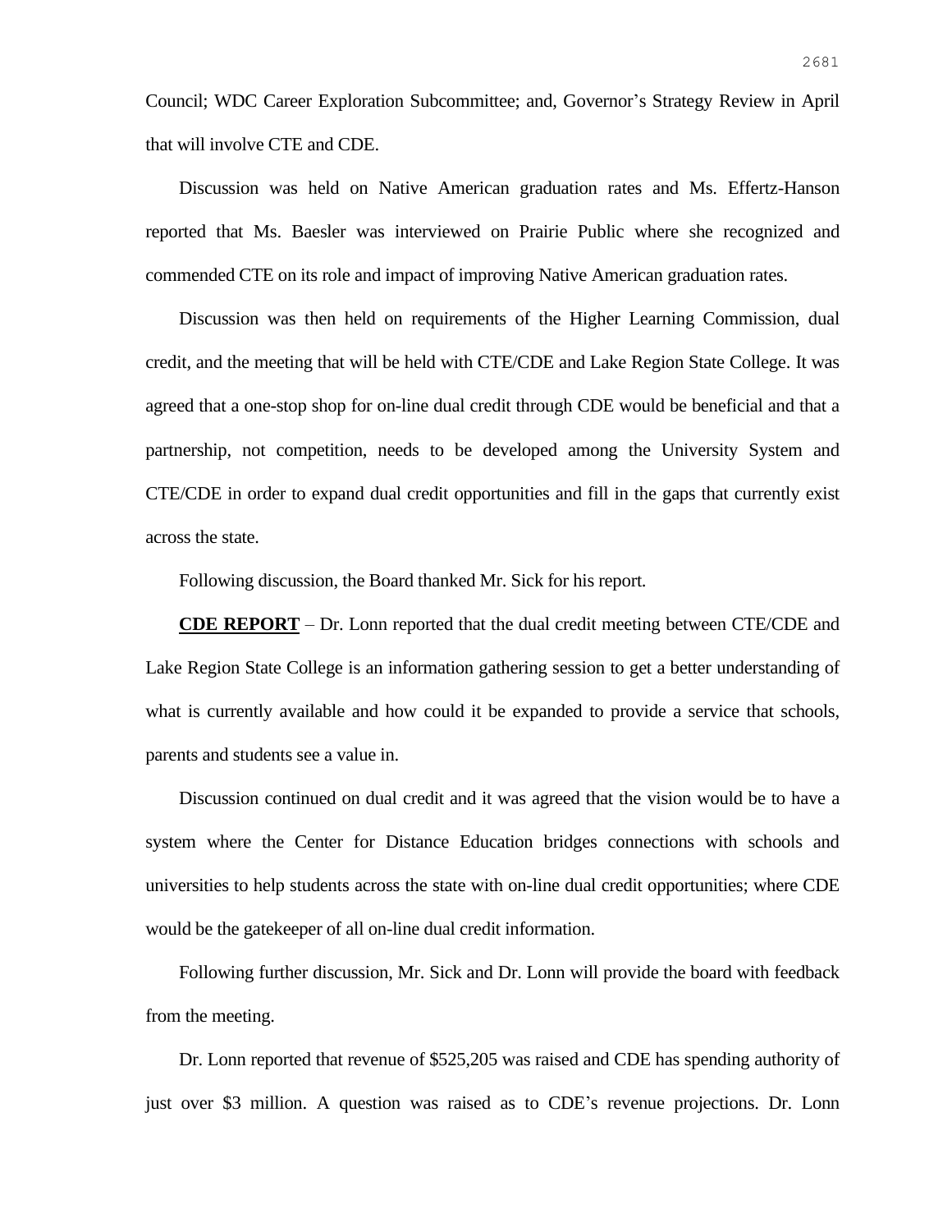Council; WDC Career Exploration Subcommittee; and, Governor's Strategy Review in April that will involve CTE and CDE.

Discussion was held on Native American graduation rates and Ms. Effertz-Hanson reported that Ms. Baesler was interviewed on Prairie Public where she recognized and commended CTE on its role and impact of improving Native American graduation rates.

Discussion was then held on requirements of the Higher Learning Commission, dual credit, and the meeting that will be held with CTE/CDE and Lake Region State College. It was agreed that a one-stop shop for on-line dual credit through CDE would be beneficial and that a partnership, not competition, needs to be developed among the University System and CTE/CDE in order to expand dual credit opportunities and fill in the gaps that currently exist across the state.

Following discussion, the Board thanked Mr. Sick for his report.

**CDE REPORT** – Dr. Lonn reported that the dual credit meeting between CTE/CDE and Lake Region State College is an information gathering session to get a better understanding of what is currently available and how could it be expanded to provide a service that schools, parents and students see a value in.

Discussion continued on dual credit and it was agreed that the vision would be to have a system where the Center for Distance Education bridges connections with schools and universities to help students across the state with on-line dual credit opportunities; where CDE would be the gatekeeper of all on-line dual credit information.

Following further discussion, Mr. Sick and Dr. Lonn will provide the board with feedback from the meeting.

Dr. Lonn reported that revenue of $525,205 was raised and CDE has spending authority of just over $3 million. A question was raised as to CDE's revenue projections. Dr. Lonn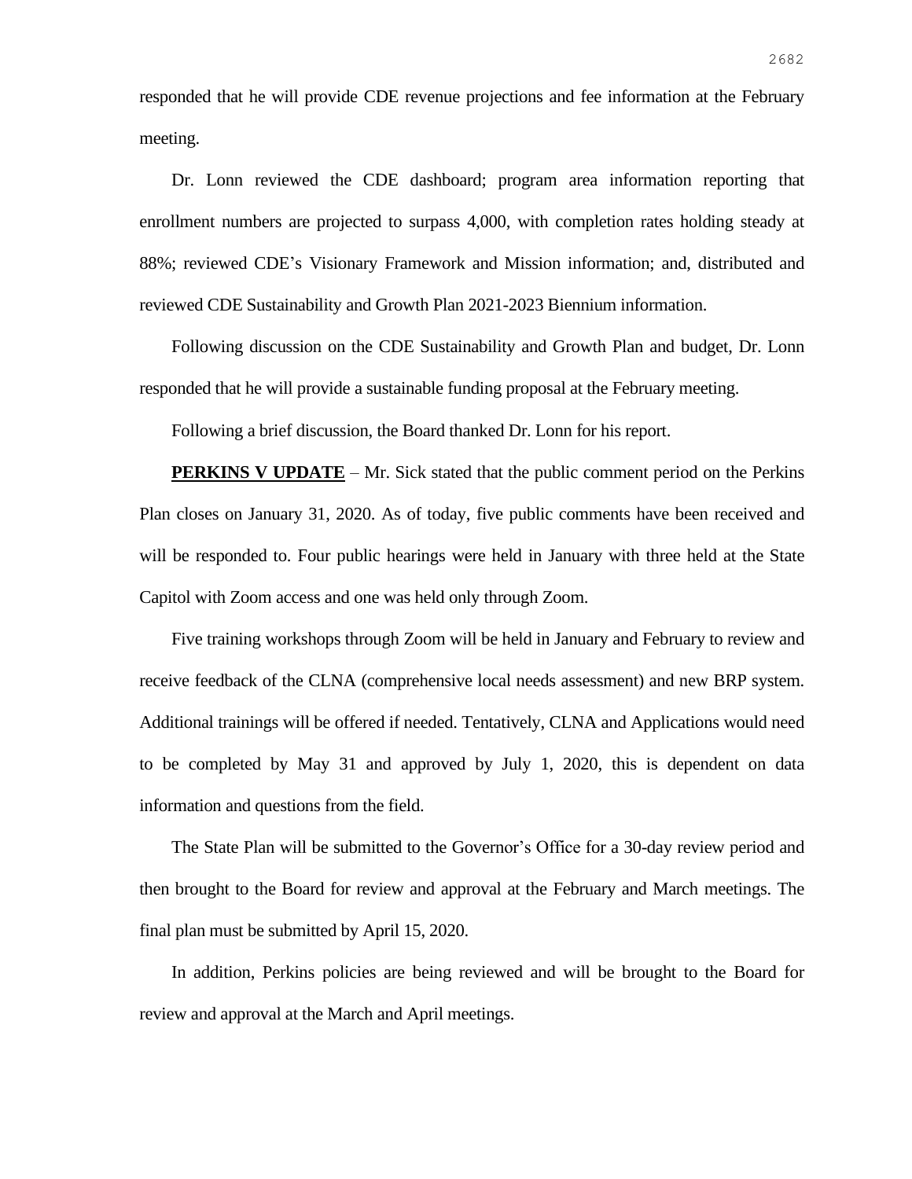responded that he will provide CDE revenue projections and fee information at the February meeting.

Dr. Lonn reviewed the CDE dashboard; program area information reporting that enrollment numbers are projected to surpass 4,000, with completion rates holding steady at 88%; reviewed CDE's Visionary Framework and Mission information; and, distributed and reviewed CDE Sustainability and Growth Plan 2021-2023 Biennium information.

Following discussion on the CDE Sustainability and Growth Plan and budget, Dr. Lonn responded that he will provide a sustainable funding proposal at the February meeting.

Following a brief discussion, the Board thanked Dr. Lonn for his report.

**PERKINS V UPDATE** – Mr. Sick stated that the public comment period on the Perkins Plan closes on January 31, 2020. As of today, five public comments have been received and will be responded to. Four public hearings were held in January with three held at the State Capitol with Zoom access and one was held only through Zoom.

Five training workshops through Zoom will be held in January and February to review and receive feedback of the CLNA (comprehensive local needs assessment) and new BRP system. Additional trainings will be offered if needed. Tentatively, CLNA and Applications would need to be completed by May 31 and approved by July 1, 2020, this is dependent on data information and questions from the field.

The State Plan will be submitted to the Governor's Office for a 30-day review period and then brought to the Board for review and approval at the February and March meetings. The final plan must be submitted by April 15, 2020.

In addition, Perkins policies are being reviewed and will be brought to the Board for review and approval at the March and April meetings.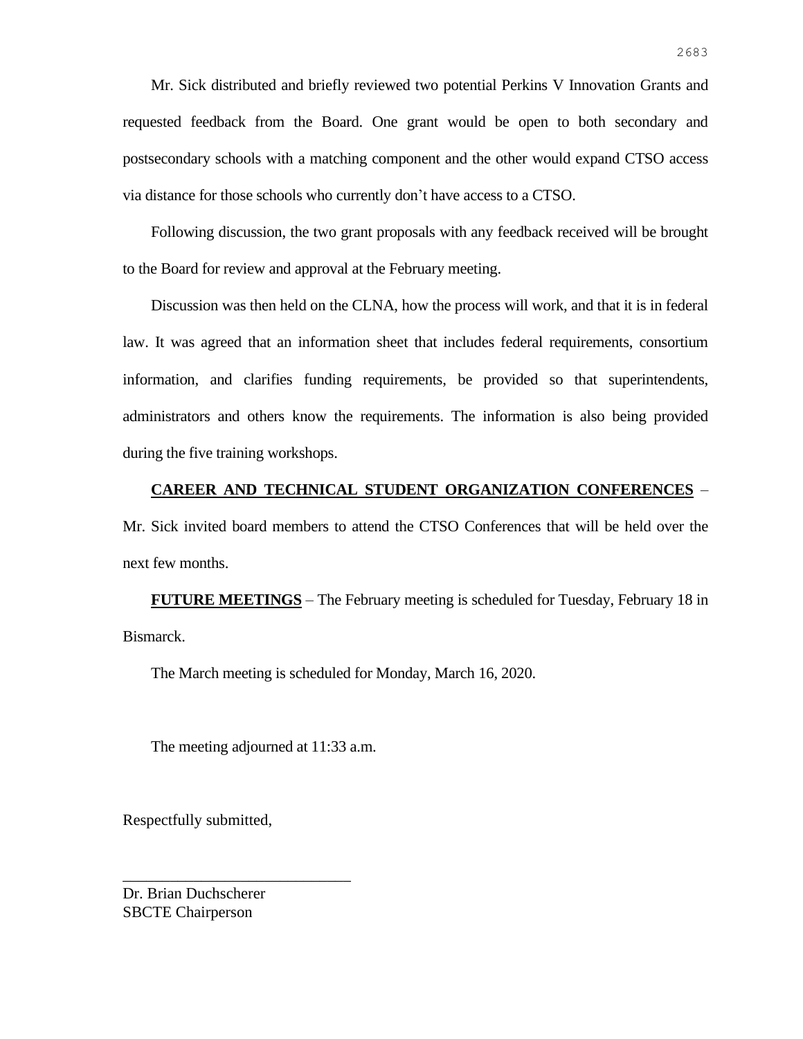Mr. Sick distributed and briefly reviewed two potential Perkins V Innovation Grants and requested feedback from the Board. One grant would be open to both secondary and postsecondary schools with a matching component and the other would expand CTSO access via distance for those schools who currently don't have access to a CTSO.

Following discussion, the two grant proposals with any feedback received will be brought to the Board for review and approval at the February meeting.

Discussion was then held on the CLNA, how the process will work, and that it is in federal law. It was agreed that an information sheet that includes federal requirements, consortium information, and clarifies funding requirements, be provided so that superintendents, administrators and others know the requirements. The information is also being provided during the five training workshops.

**CAREER AND TECHNICAL STUDENT ORGANIZATION CONFERENCES** – Mr. Sick invited board members to attend the CTSO Conferences that will be held over the next few months.

**FUTURE MEETINGS** – The February meeting is scheduled for Tuesday, February 18 in Bismarck.

The March meeting is scheduled for Monday, March 16, 2020.

The meeting adjourned at 11:33 a.m.

Respectfully submitted,

\_\_\_\_\_\_\_\_\_\_\_\_\_\_\_\_\_\_\_\_\_\_\_\_\_\_\_\_\_\_

Dr. Brian Duchscherer
SBCTE Chairperson